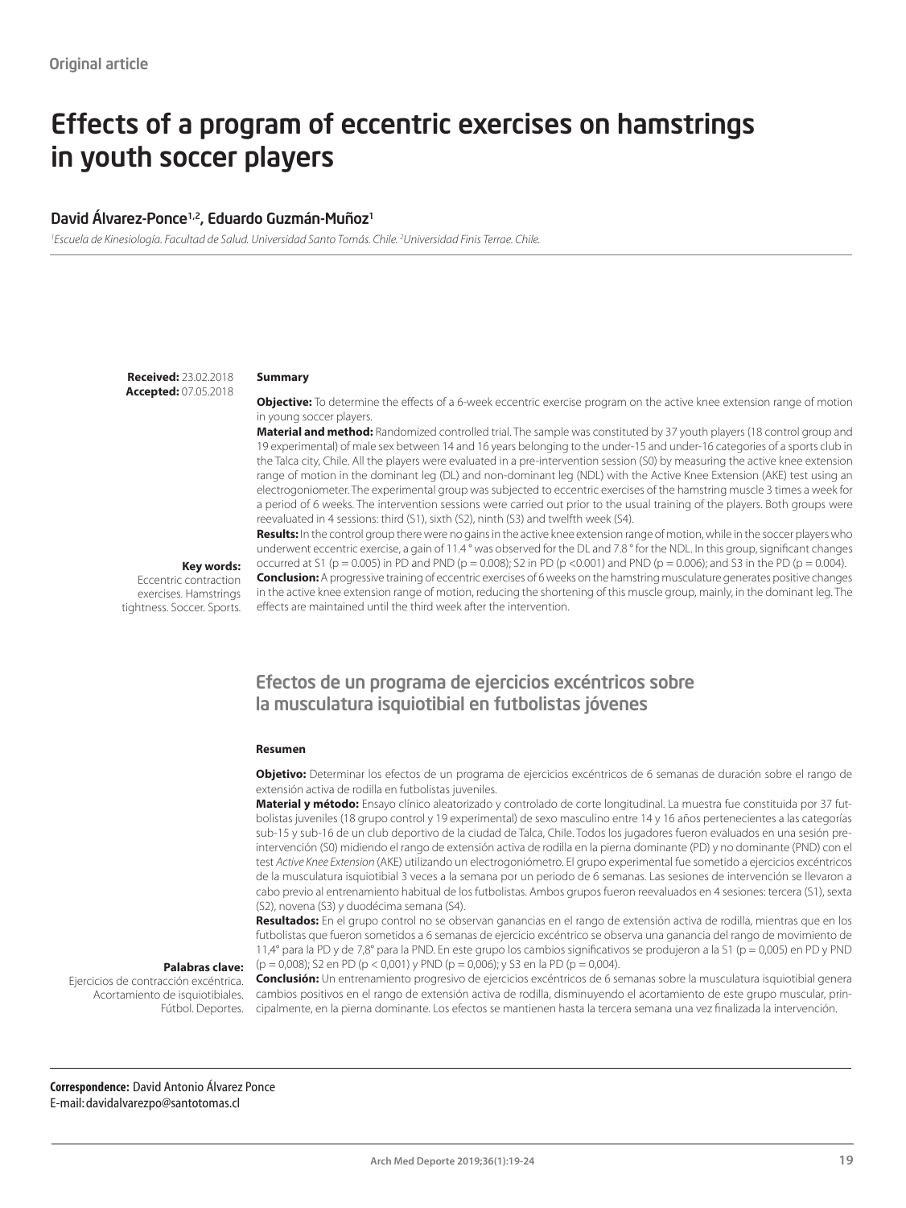Original article

# Effects of a program of eccentric exercises on hamstrings in youth soccer players

## David Álvarez-Ponce[1,2], Eduardo Guzmán-Muñoz[1]

[1]*Escuela de Kinesiología. Facultad de Salud. Universidad Santo Tomás. Chile.* [2]*Universidad Finis Terrae. Chile.*

**Received:** 23.02.2018
**Accepted:** 07.05.2018

### Summary

**Objective:** To determine the effects of a 6-week eccentric exercise program on the active knee extension range of motion in young soccer players.

**Material and method:** Randomized controlled trial. The sample was constituted by 37 youth players (18 control group and 19 experimental) of male sex between 14 and 16 years belonging to the under-15 and under-16 categories of a sports club in the Talca city, Chile. All the players were evaluated in a pre-intervention session (S0) by measuring the active knee extension range of motion in the dominant leg (DL) and non-dominant leg (NDL) with the Active Knee Extension (AKE) test using an electrogoniometer. The experimental group was subjected to eccentric exercises of the hamstring muscle 3 times a week for a period of 6 weeks. The intervention sessions were carried out prior to the usual training of the players. Both groups were reevaluated in 4 sessions: third (S1), sixth (S2), ninth (S3) and twelfth week (S4).

**Results:** In the control group there were no gains in the active knee extension range of motion, while in the soccer players who underwent eccentric exercise, a gain of 11.4 ° was observed for the DL and 7.8 ° for the NDL. In this group, significant changes occurred at S1 ($p = 0.005$) in PD and PND ($p = 0.008$); S2 in PD ($p < 0.001$) and PND ($p = 0.006$); and S3 in the PD ($p = 0.004$).

**Conclusion:** A progressive training of eccentric exercises of 6 weeks on the hamstring musculature generates positive changes in the active knee extension range of motion, reducing the shortening of this muscle group, mainly, in the dominant leg. The effects are maintained until the third week after the intervention.

**Key words:**
Eccentric contraction exercises. Hamstrings tightness. Soccer. Sports.

## Efectos de un programa de ejercicios excéntricos sobre la musculatura isquiotibial en futbolistas jóvenes

### Resumen

**Objetivo:** Determinar los efectos de un programa de ejercicios excéntricos de 6 semanas de duración sobre el rango de extensión activa de rodilla en futbolistas juveniles.

**Material y método:** Ensayo clínico aleatorizado y controlado de corte longitudinal. La muestra fue constituida por 37 futbolistas juveniles (18 grupo control y 19 experimental) de sexo masculino entre 14 y 16 años pertenecientes a las categorías sub-15 y sub-16 de un club deportivo de la ciudad de Talca, Chile. Todos los jugadores fueron evaluados en una sesión pre-intervención (S0) midiendo el rango de extensión activa de rodilla en la pierna dominante (PD) y no dominante (PND) con el test *Active Knee Extension* (AKE) utilizando un electrogoniómetro. El grupo experimental fue sometido a ejercicios excéntricos de la musculatura isquiotibial 3 veces a la semana por un periodo de 6 semanas. Las sesiones de intervención se llevaron a cabo previo al entrenamiento habitual de los futbolistas. Ambos grupos fueron reevaluados en 4 sesiones: tercera (S1), sexta (S2), novena (S3) y duodécima semana (S4).

**Resultados:** En el grupo control no se observan ganancias en el rango de extensión activa de rodilla, mientras que en los futbolistas que fueron sometidos a 6 semanas de ejercicio excéntrico se observa una ganancia del rango de movimiento de 11,4° para la PD y de 7,8° para la PND. En este grupo los cambios significativos se produjeron a la S1 ($p = 0{,}005$) en PD y PND ($p = 0{,}008$); S2 en PD ($p < 0{,}001$) y PND ($p = 0{,}006$); y S3 en la PD ($p = 0{,}004$).

**Conclusión:** Un entrenamiento progresivo de ejercicios excéntricos de 6 semanas sobre la musculatura isquiotibial genera cambios positivos en el rango de extensión activa de rodilla, disminuyendo el acortamiento de este grupo muscular, principalmente, en la pierna dominante. Los efectos se mantienen hasta la tercera semana una vez finalizada la intervención.

**Palabras clave:**
Ejercicios de contracción excéntrica. Acortamiento de isquiotibiales. Fútbol. Deportes.

**Correspondence:** David Antonio Álvarez Ponce
E-mail: davidalvarezpo@santotomas.cl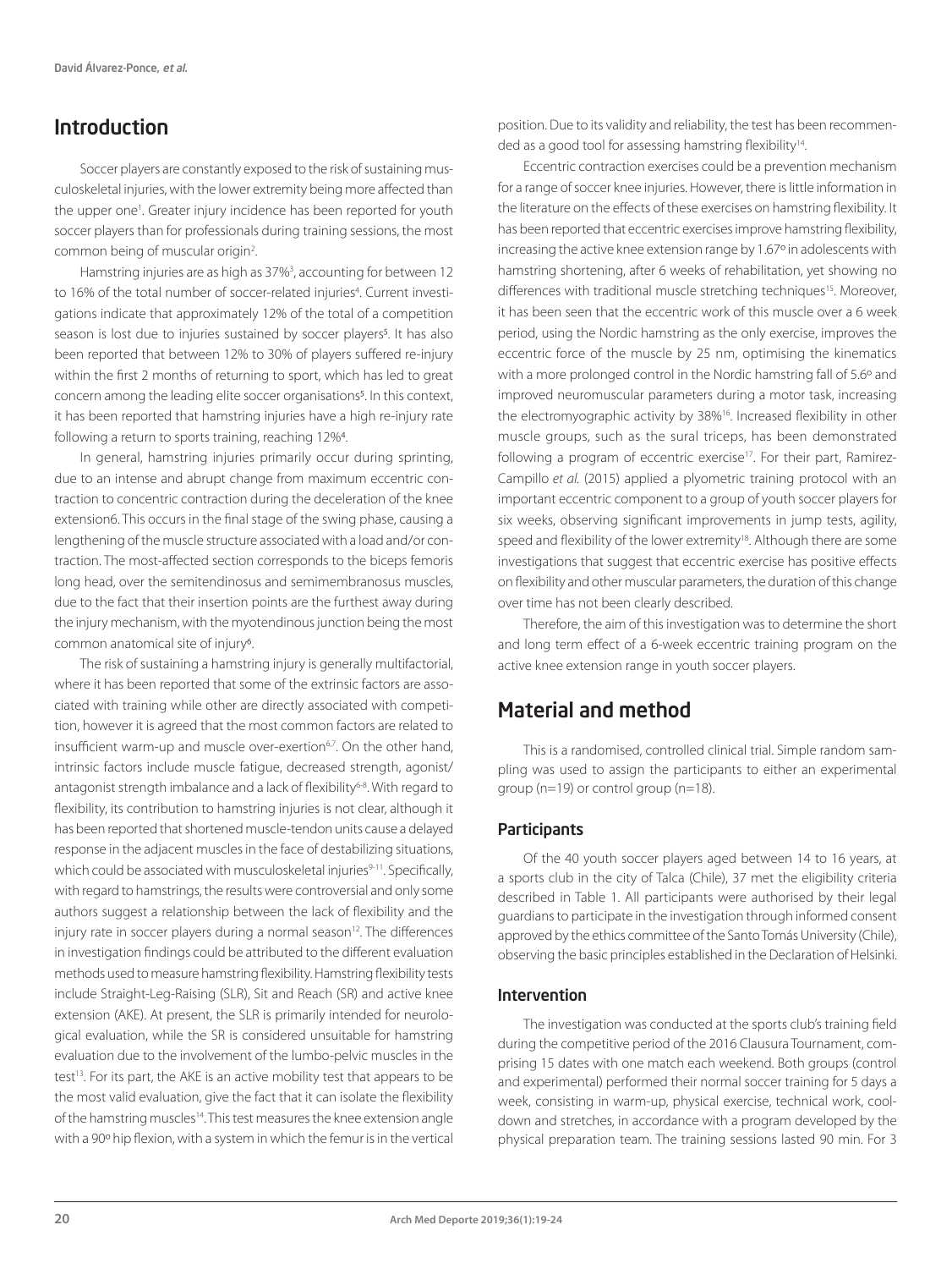## Introduction

Soccer players are constantly exposed to the risk of sustaining musculoskeletal injuries, with the lower extremity being more affected than the upper one[1]. Greater injury incidence has been reported for youth soccer players than for professionals during training sessions, the most common being of muscular origin[2].

Hamstring injuries are as high as 37%[3], accounting for between 12 to 16% of the total number of soccer-related injuries[4]. Current investigations indicate that approximately 12% of the total of a competition season is lost due to injuries sustained by soccer players[5]. It has also been reported that between 12% to 30% of players suffered re-injury within the first 2 months of returning to sport, which has led to great concern among the leading elite soccer organisations[5]. In this context, it has been reported that hamstring injuries have a high re-injury rate following a return to sports training, reaching 12%[4].

In general, hamstring injuries primarily occur during sprinting, due to an intense and abrupt change from maximum eccentric contraction to concentric contraction during the deceleration of the knee extension6. This occurs in the final stage of the swing phase, causing a lengthening of the muscle structure associated with a load and/or contraction. The most-affected section corresponds to the biceps femoris long head, over the semitendinosus and semimembranosus muscles, due to the fact that their insertion points are the furthest away during the injury mechanism, with the myotendinous junction being the most common anatomical site of injury[6].

The risk of sustaining a hamstring injury is generally multifactorial, where it has been reported that some of the extrinsic factors are associated with training while other are directly associated with competition, however it is agreed that the most common factors are related to insufficient warm-up and muscle over-exertion[6,7]. On the other hand, intrinsic factors include muscle fatigue, decreased strength, agonist/antagonist strength imbalance and a lack of flexibility[6-8]. With regard to flexibility, its contribution to hamstring injuries is not clear, although it has been reported that shortened muscle-tendon units cause a delayed response in the adjacent muscles in the face of destabilizing situations, which could be associated with musculoskeletal injuries[9-11]. Specifically, with regard to hamstrings, the results were controversial and only some authors suggest a relationship between the lack of flexibility and the injury rate in soccer players during a normal season[12]. The differences in investigation findings could be attributed to the different evaluation methods used to measure hamstring flexibility. Hamstring flexibility tests include Straight-Leg-Raising (SLR), Sit and Reach (SR) and active knee extension (AKE). At present, the SLR is primarily intended for neurological evaluation, while the SR is considered unsuitable for hamstring evaluation due to the involvement of the lumbo-pelvic muscles in the test[13]. For its part, the AKE is an active mobility test that appears to be the most valid evaluation, give the fact that it can isolate the flexibility of the hamstring muscles[14]. This test measures the knee extension angle with a 90º hip flexion, with a system in which the femur is in the vertical position. Due to its validity and reliability, the test has been recommended as a good tool for assessing hamstring flexibility[14].

Eccentric contraction exercises could be a prevention mechanism for a range of soccer knee injuries. However, there is little information in the literature on the effects of these exercises on hamstring flexibility. It has been reported that eccentric exercises improve hamstring flexibility, increasing the active knee extension range by 1.67º in adolescents with hamstring shortening, after 6 weeks of rehabilitation, yet showing no differences with traditional muscle stretching techniques[15]. Moreover, it has been seen that the eccentric work of this muscle over a 6 week period, using the Nordic hamstring as the only exercise, improves the eccentric force of the muscle by 25 nm, optimising the kinematics with a more prolonged control in the Nordic hamstring fall of 5.6º and improved neuromuscular parameters during a motor task, increasing the electromyographic activity by 38%[16]. Increased flexibility in other muscle groups, such as the sural triceps, has been demonstrated following a program of eccentric exercise[17]. For their part, Ramirez-Campillo *et al.* (2015) applied a plyometric training protocol with an important eccentric component to a group of youth soccer players for six weeks, observing significant improvements in jump tests, agility, speed and flexibility of the lower extremity[18]. Although there are some investigations that suggest that eccentric exercise has positive effects on flexibility and other muscular parameters, the duration of this change over time has not been clearly described.

Therefore, the aim of this investigation was to determine the short and long term effect of a 6-week eccentric training program on the active knee extension range in youth soccer players.

## Material and method

This is a randomised, controlled clinical trial. Simple random sampling was used to assign the participants to either an experimental group (n=19) or control group (n=18).

### Participants

Of the 40 youth soccer players aged between 14 to 16 years, at a sports club in the city of Talca (Chile), 37 met the eligibility criteria described in Table 1. All participants were authorised by their legal guardians to participate in the investigation through informed consent approved by the ethics committee of the Santo Tomás University (Chile), observing the basic principles established in the Declaration of Helsinki.

### Intervention

The investigation was conducted at the sports club's training field during the competitive period of the 2016 Clausura Tournament, comprising 15 dates with one match each weekend. Both groups (control and experimental) performed their normal soccer training for 5 days a week, consisting in warm-up, physical exercise, technical work, cool-down and stretches, in accordance with a program developed by the physical preparation team. The training sessions lasted 90 min. For 3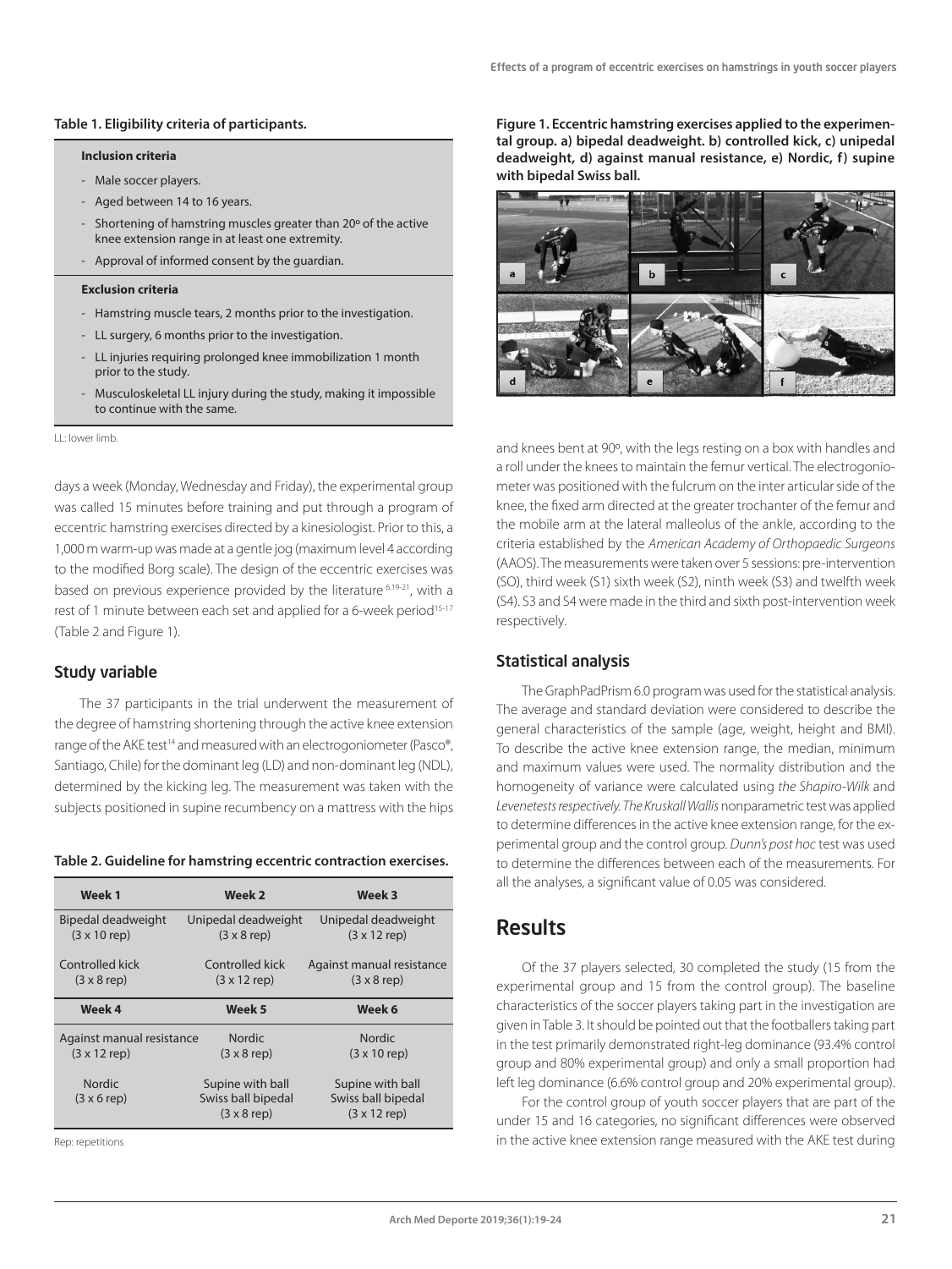**Table 1. Eligibility criteria of participants.**

| **Inclusion criteria** |
|---|
| - Male soccer players. |
| - Aged between 14 to 16 years. |
| - Shortening of hamstring muscles greater than 20º of the active knee extension range in at least one extremity. |
| - Approval of informed consent by the guardian. |
| **Exclusion criteria** |
| - Hamstring muscle tears, 2 months prior to the investigation. |
| - LL surgery, 6 months prior to the investigation. |
| - LL injuries requiring prolonged knee immobilization 1 month prior to the study. |
| - Musculoskeletal LL injury during the study, making it impossible to continue with the same. |

LL: lower limb.

days a week (Monday, Wednesday and Friday), the experimental group was called 15 minutes before training and put through a program of eccentric hamstring exercises directed by a kinesiologist. Prior to this, a 1,000 m warm-up was made at a gentle jog (maximum level 4 according to the modified Borg scale). The design of the eccentric exercises was based on previous experience provided by the literature [6,19-21], with a rest of 1 minute between each set and applied for a 6-week period[15-17] (Table 2 and Figure 1).

## Study variable

The 37 participants in the trial underwent the measurement of the degree of hamstring shortening through the active knee extension range of the AKE test[14] and measured with an electrogoniometer (Pasco®, Santiago, Chile) for the dominant leg (LD) and non-dominant leg (NDL), determined by the kicking leg. The measurement was taken with the subjects positioned in supine recumbency on a mattress with the hips and knees bent at 90º, with the legs resting on a box with handles and a roll under the knees to maintain the femur vertical. The electrogoniometer was positioned with the fulcrum on the inter articular side of the knee, the fixed arm directed at the greater trochanter of the femur and the mobile arm at the lateral malleolus of the ankle, according to the criteria established by the *American Academy of Orthopaedic Surgeons* (AAOS). The measurements were taken over 5 sessions: pre-intervention (S0), third week (S1) sixth week (S2), ninth week (S3) and twelfth week (S4). S3 and S4 were made in the third and sixth post-intervention week respectively.

**Table 2. Guideline for hamstring eccentric contraction exercises.**

| Week 1 | Week 2 | Week 3 |
|---|---|---|
| Bipedal deadweight (3 x 10 rep) | Unipedal deadweight (3 x 8 rep) | Unipedal deadweight (3 x 12 rep) |
| Controlled kick (3 x 8 rep) | Controlled kick (3 x 12 rep) | Against manual resistance (3 x 8 rep) |
| **Week 4** | **Week 5** | **Week 6** |
| Against manual resistance (3 x 12 rep) | Nordic (3 x 8 rep) | Nordic (3 x 10 rep) |
| Nordic (3 x 6 rep) | Supine with ball Swiss ball bipedal (3 x 8 rep) | Supine with ball Swiss ball bipedal (3 x 12 rep) |

Rep: repetitions

**Figure 1. Eccentric hamstring exercises applied to the experimental group. a) bipedal deadweight. b) controlled kick, c) unipedal deadweight, d) against manual resistance, e) Nordic, f) supine with bipedal Swiss ball.**

## Statistical analysis

The GraphPadPrism 6.0 program was used for the statistical analysis. The average and standard deviation were considered to describe the general characteristics of the sample (age, weight, height and BMI). To describe the active knee extension range, the median, minimum and maximum values were used. The normality distribution and the homogeneity of variance were calculated using *the Shapiro-Wilk* and *Levenetests respectively. The Kruskall Wallis* nonparametric test was applied to determine differences in the active knee extension range, for the experimental group and the control group. *Dunn's post hoc* test was used to determine the differences between each of the measurements. For all the analyses, a significant value of 0.05 was considered.

# Results

Of the 37 players selected, 30 completed the study (15 from the experimental group and 15 from the control group). The baseline characteristics of the soccer players taking part in the investigation are given in Table 3. It should be pointed out that the footballers taking part in the test primarily demonstrated right-leg dominance (93.4% control group and 80% experimental group) and only a small proportion had left leg dominance (6.6% control group and 20% experimental group).

For the control group of youth soccer players that are part of the under 15 and 16 categories, no significant differences were observed in the active knee extension range measured with the AKE test during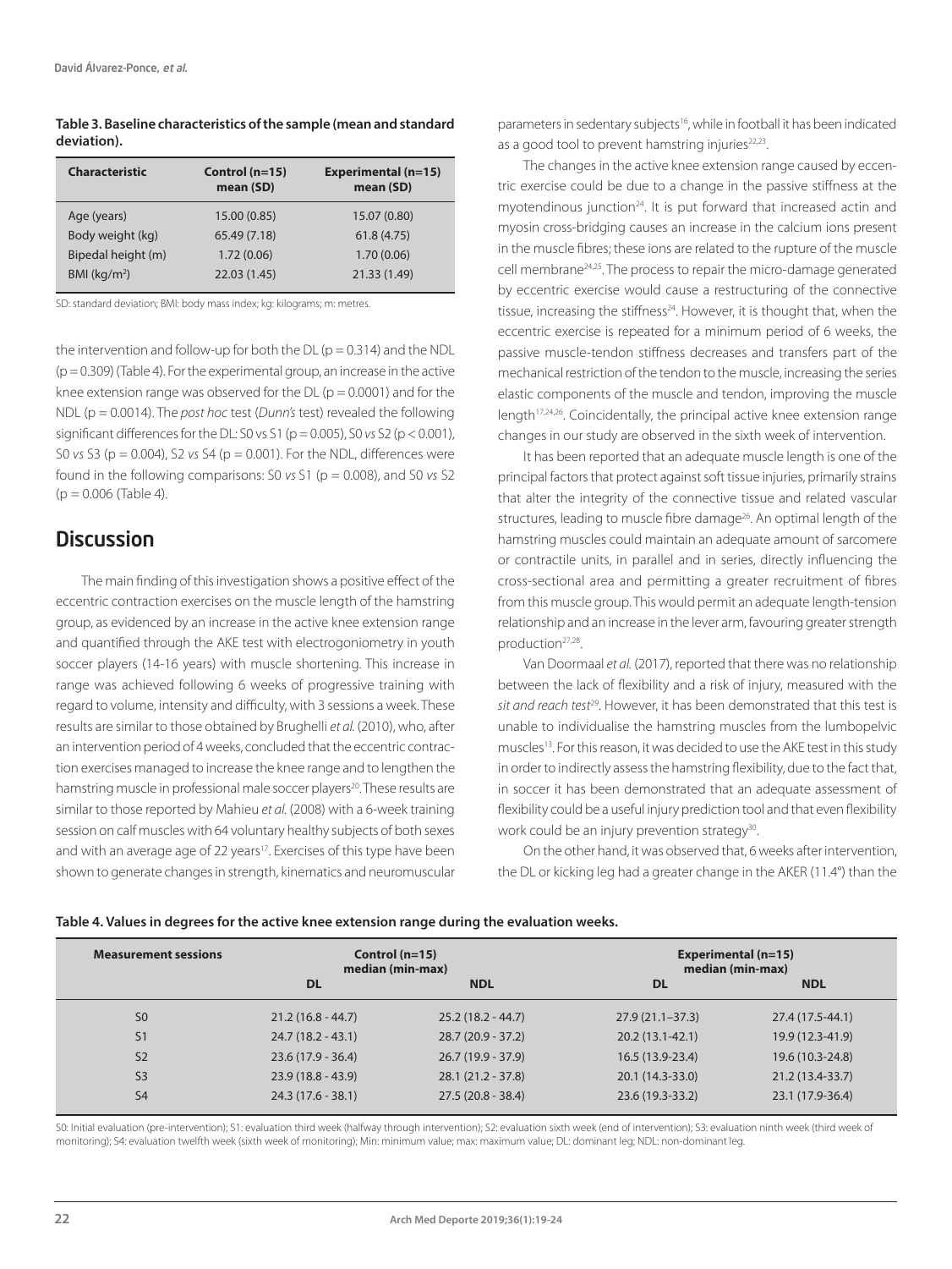**Table 3. Baseline characteristics of the sample (mean and standard deviation).**

| Characteristic | Control (n=15) mean (SD) | Experimental (n=15) mean (SD) |
|---|---|---|
| Age (years) | 15.00 (0.85) | 15.07 (0.80) |
| Body weight (kg) | 65.49 (7.18) | 61.8 (4.75) |
| Bipedal height (m) | 1.72 (0.06) | 1.70 (0.06) |
| BMI (kg/m²) | 22.03 (1.45) | 21.33 (1.49) |

SD: standard deviation; BMI: body mass index; kg: kilograms; m: metres.

the intervention and follow-up for both the DL ($p = 0.314$) and the NDL ($p = 0.309$) (Table 4). For the experimental group, an increase in the active knee extension range was observed for the DL ($p = 0.0001$) and for the NDL ($p = 0.0014$). The *post hoc* test (*Dunn's* test) revealed the following significant differences for the DL: S0 vs S1 ($p = 0.005$), S0 *vs* S2 ($p < 0.001$), S0 *vs* S3 ($p = 0.004$), S2 *vs* S4 ($p = 0.001$). For the NDL, differences were found in the following comparisons: S0 *vs* S1 ($p = 0.008$), and S0 *vs* S2 ($p = 0.006$ (Table 4).

## Discussion

The main finding of this investigation shows a positive effect of the eccentric contraction exercises on the muscle length of the hamstring group, as evidenced by an increase in the active knee extension range and quantified through the AKE test with electrogoniometry in youth soccer players (14-16 years) with muscle shortening. This increase in range was achieved following 6 weeks of progressive training with regard to volume, intensity and difficulty, with 3 sessions a week. These results are similar to those obtained by Brughelli *et al.* (2010), who, after an intervention period of 4 weeks, concluded that the eccentric contraction exercises managed to increase the knee range and to lengthen the hamstring muscle in professional male soccer players[20]. These results are similar to those reported by Mahieu *et al.* (2008) with a 6-week training session on calf muscles with 64 voluntary healthy subjects of both sexes and with an average age of 22 years[17]. Exercises of this type have been shown to generate changes in strength, kinematics and neuromuscular parameters in sedentary subjects[16], while in football it has been indicated as a good tool to prevent hamstring injuries[22,23].

The changes in the active knee extension range caused by eccentric exercise could be due to a change in the passive stiffness at the myotendinous junction[24]. It is put forward that increased actin and myosin cross-bridging causes an increase in the calcium ions present in the muscle fibres; these ions are related to the rupture of the muscle cell membrane[24,25]. The process to repair the micro-damage generated by eccentric exercise would cause a restructuring of the connective tissue, increasing the stiffness[24]. However, it is thought that, when the eccentric exercise is repeated for a minimum period of 6 weeks, the passive muscle-tendon stiffness decreases and transfers part of the mechanical restriction of the tendon to the muscle, increasing the series elastic components of the muscle and tendon, improving the muscle length[17,24,26]. Coincidentally, the principal active knee extension range changes in our study are observed in the sixth week of intervention.

It has been reported that an adequate muscle length is one of the principal factors that protect against soft tissue injuries, primarily strains that alter the integrity of the connective tissue and related vascular structures, leading to muscle fibre damage[26]. An optimal length of the hamstring muscles could maintain an adequate amount of sarcomere or contractile units, in parallel and in series, directly influencing the cross-sectional area and permitting a greater recruitment of fibres from this muscle group. This would permit an adequate length-tension relationship and an increase in the lever arm, favouring greater strength production[27,28].

Van Doormaal *et al.* (2017), reported that there was no relationship between the lack of flexibility and a risk of injury, measured with the *sit and reach test*[29]. However, it has been demonstrated that this test is unable to individualise the hamstring muscles from the lumbopelvic muscles[13]. For this reason, it was decided to use the AKE test in this study in order to indirectly assess the hamstring flexibility, due to the fact that, in soccer it has been demonstrated that an adequate assessment of flexibility could be a useful injury prediction tool and that even flexibility work could be an injury prevention strategy[30].

On the other hand, it was observed that, 6 weeks after intervention, the DL or kicking leg had a greater change in the AKER (11.4°) than the

**Table 4. Values in degrees for the active knee extension range during the evaluation weeks.**

| Measurement sessions | Control (n=15) median (min-max) | | Experimental (n=15) median (min-max) | |
|---|---|---|---|---|
| | DL | NDL | DL | NDL |
| S0 | 21.2 (16.8 - 44.7) | 25.2 (18.2 - 44.7) | 27.9 (21.1–37.3) | 27.4 (17.5-44.1) |
| S1 | 24.7 (18.2 - 43.1) | 28.7 (20.9 - 37.2) | 20.2 (13.1-42.1) | 19.9 (12.3-41.9) |
| S2 | 23.6 (17.9 - 36.4) | 26.7 (19.9 - 37.9) | 16.5 (13.9-23.4) | 19.6 (10.3-24.8) |
| S3 | 23.9 (18.8 - 43.9) | 28.1 (21.2 - 37.8) | 20.1 (14.3-33.0) | 21.2 (13.4-33.7) |
| S4 | 24.3 (17.6 - 38.1) | 27.5 (20.8 - 38.4) | 23.6 (19.3-33.2) | 23.1 (17.9-36.4) |

S0: Initial evaluation (pre-intervention); S1: evaluation third week (halfway through intervention); S2: evaluation sixth week (end of intervention); S3: evaluation ninth week (third week of monitoring); S4: evaluation twelfth week (sixth week of monitoring); Min: minimum value; max: maximum value; DL: dominant leg; NDL: non-dominant leg.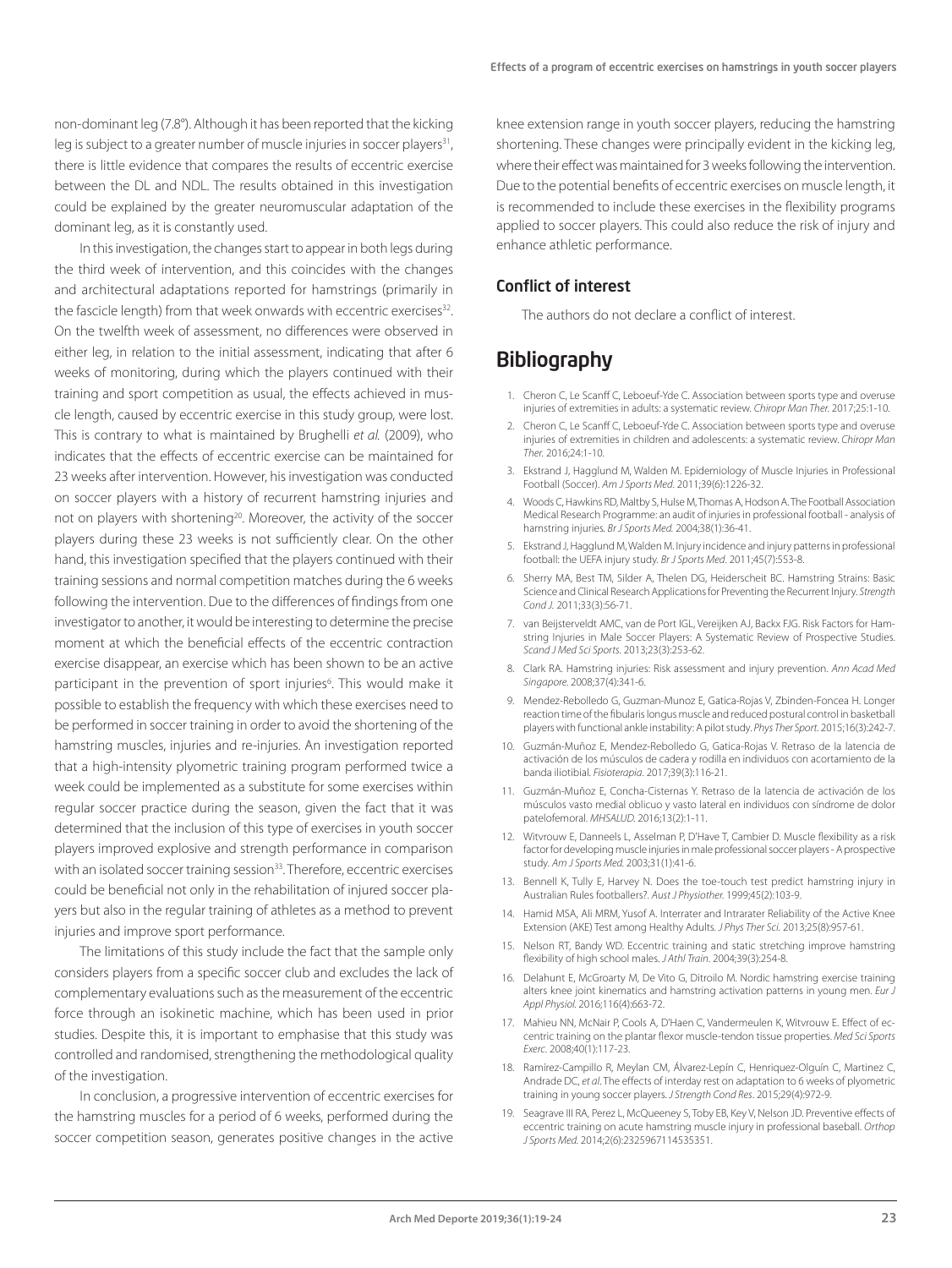non-dominant leg (7.8°). Although it has been reported that the kicking leg is subject to a greater number of muscle injuries in soccer players[31], there is little evidence that compares the results of eccentric exercise between the DL and NDL. The results obtained in this investigation could be explained by the greater neuromuscular adaptation of the dominant leg, as it is constantly used.

In this investigation, the changes start to appear in both legs during the third week of intervention, and this coincides with the changes and architectural adaptations reported for hamstrings (primarily in the fascicle length) from that week onwards with eccentric exercises[32]. On the twelfth week of assessment, no differences were observed in either leg, in relation to the initial assessment, indicating that after 6 weeks of monitoring, during which the players continued with their training and sport competition as usual, the effects achieved in muscle length, caused by eccentric exercise in this study group, were lost. This is contrary to what is maintained by Brughelli *et al.* (2009), who indicates that the effects of eccentric exercise can be maintained for 23 weeks after intervention. However, his investigation was conducted on soccer players with a history of recurrent hamstring injuries and not on players with shortening[20]. Moreover, the activity of the soccer players during these 23 weeks is not sufficiently clear. On the other hand, this investigation specified that the players continued with their training sessions and normal competition matches during the 6 weeks following the intervention. Due to the differences of findings from one investigator to another, it would be interesting to determine the precise moment at which the beneficial effects of the eccentric contraction exercise disappear, an exercise which has been shown to be an active participant in the prevention of sport injuries[6]. This would make it possible to establish the frequency with which these exercises need to be performed in soccer training in order to avoid the shortening of the hamstring muscles, injuries and re-injuries. An investigation reported that a high-intensity plyometric training program performed twice a week could be implemented as a substitute for some exercises within regular soccer practice during the season, given the fact that it was determined that the inclusion of this type of exercises in youth soccer players improved explosive and strength performance in comparison with an isolated soccer training session[33]. Therefore, eccentric exercises could be beneficial not only in the rehabilitation of injured soccer players but also in the regular training of athletes as a method to prevent injuries and improve sport performance.

The limitations of this study include the fact that the sample only considers players from a specific soccer club and excludes the lack of complementary evaluations such as the measurement of the eccentric force through an isokinetic machine, which has been used in prior studies. Despite this, it is important to emphasise that this study was controlled and randomised, strengthening the methodological quality of the investigation.

In conclusion, a progressive intervention of eccentric exercises for the hamstring muscles for a period of 6 weeks, performed during the soccer competition season, generates positive changes in the active knee extension range in youth soccer players, reducing the hamstring shortening. These changes were principally evident in the kicking leg, where their effect was maintained for 3 weeks following the intervention. Due to the potential benefits of eccentric exercises on muscle length, it is recommended to include these exercises in the flexibility programs applied to soccer players. This could also reduce the risk of injury and enhance athletic performance.

### Conflict of interest

The authors do not declare a conflict of interest.

## Bibliography

1. Cheron C, Le Scanff C, Leboeuf-Yde C. Association between sports type and overuse injuries of extremities in adults: a systematic review. *Chiropr Man Ther.* 2017;25:1-10.
2. Cheron C, Le Scanff C, Leboeuf-Yde C. Association between sports type and overuse injuries of extremities in children and adolescents: a systematic review. *Chiropr Man Ther.* 2016;24:1-10.
3. Ekstrand J, Hagglund M, Walden M. Epidemiology of Muscle Injuries in Professional Football (Soccer). *Am J Sports Med.* 2011;39(6):1226-32.
4. Woods C, Hawkins RD, Maltby S, Hulse M, Thomas A, Hodson A. The Football Association Medical Research Programme: an audit of injuries in professional football - analysis of hamstring injuries. *Br J Sports Med.* 2004;38(1):36-41.
5. Ekstrand J, Hagglund M, Walden M. Injury incidence and injury patterns in professional football: the UEFA injury study. *Br J Sports Med*. 2011;45(7):553-8.
6. Sherry MA, Best TM, Silder A, Thelen DG, Heiderscheit BC. Hamstring Strains: Basic Science and Clinical Research Applications for Preventing the Recurrent Injury. *Strength Cond J.* 2011;33(3):56-71.
7. van Beijsterveldt AMC, van de Port IGL, Vereijken AJ, Backx FJG. Risk Factors for Hamstring Injuries in Male Soccer Players: A Systematic Review of Prospective Studies. *Scand J Med Sci Sports*. 2013;23(3):253-62.
8. Clark RA. Hamstring injuries: Risk assessment and injury prevention. *Ann Acad Med Singapore.* 2008;37(4):341-6.
9. Mendez-Rebolledo G, Guzman-Munoz E, Gatica-Rojas V, Zbinden-Foncea H. Longer reaction time of the fibularis longus muscle and reduced postural control in basketball players with functional ankle instability: A pilot study. *Phys Ther Sport.* 2015;16(3):242-7.
10. Guzmán-Muñoz E, Mendez-Rebolledo G, Gatica-Rojas V. Retraso de la latencia de activación de los músculos de cadera y rodilla en individuos con acortamiento de la banda iliotibial. *Fisioterapia*. 2017;39(3):116-21.
11. Guzmán-Muñoz E, Concha-Cisternas Y. Retraso de la latencia de activación de los músculos vasto medial oblicuo y vasto lateral en individuos con síndrome de dolor patelofemoral. *MHSALUD*. 2016;13(2):1-11.
12. Witvrouw E, Danneels L, Asselman P, D'Have T, Cambier D. Muscle flexibility as a risk factor for developing muscle injuries in male professional soccer players - A prospective study. *Am J Sports Med.* 2003;31(1):41-6.
13. Bennell K, Tully E, Harvey N. Does the toe-touch test predict hamstring injury in Australian Rules footballers?. *Aust J Physiother.* 1999;45(2):103-9.
14. Hamid MSA, Ali MRM, Yusof A. Interrater and Intrarater Reliability of the Active Knee Extension (AKE) Test among Healthy Adults. *J Phys Ther Sci.* 2013;25(8):957-61.
15. Nelson RT, Bandy WD. Eccentric training and static stretching improve hamstring flexibility of high school males. *J Athl Train*. 2004;39(3):254-8.
16. Delahunt E, McGroarty M, De Vito G, Ditroilo M. Nordic hamstring exercise training alters knee joint kinematics and hamstring activation patterns in young men. *Eur J Appl Physiol.* 2016;116(4):663-72.
17. Mahieu NN, McNair P, Cools A, D'Haen C, Vandermeulen K, Witvrouw E. Effect of eccentric training on the plantar flexor muscle-tendon tissue properties. *Med Sci Sports Exerc*. 2008;40(1):117-23.
18. Ramírez-Campillo R, Meylan CM, Álvarez-Lepín C, Henriquez-Olguín C, Martinez C, Andrade DC, *et al*. The effects of interday rest on adaptation to 6 weeks of plyometric training in young soccer players. *J Strength Cond Res*. 2015;29(4):972-9.
19. Seagrave III RA, Perez L, McQueeney S, Toby EB, Key V, Nelson JD. Preventive effects of eccentric training on acute hamstring muscle injury in professional baseball. *Orthop J Sports Med.* 2014;2(6):2325967114535351.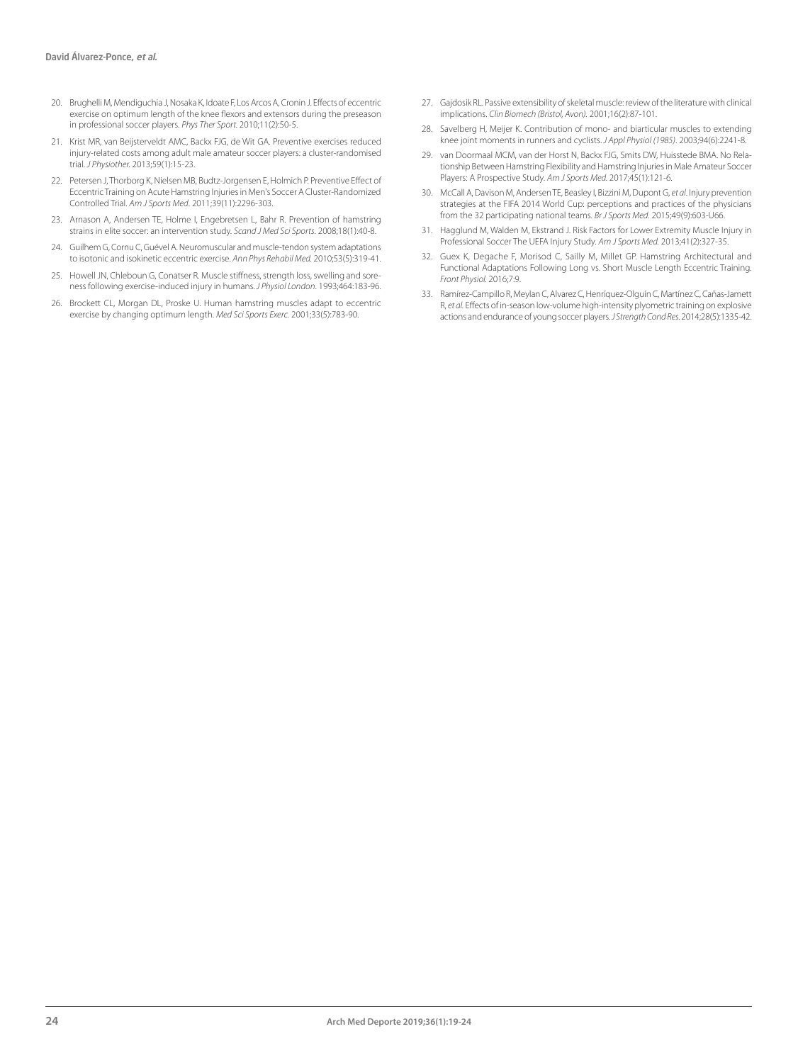20. Brughelli M, Mendiguchia J, Nosaka K, Idoate F, Los Arcos A, Cronin J. Effects of eccentric exercise on optimum length of the knee flexors and extensors during the preseason in professional soccer players. *Phys Ther Sport.* 2010;11(2):50-5.
21. Krist MR, van Beijsterveldt AMC, Backx FJG, de Wit GA. Preventive exercises reduced injury-related costs among adult male amateur soccer players: a cluster-randomised trial. *J Physiother.* 2013;59(1):15-23.
22. Petersen J, Thorborg K, Nielsen MB, Budtz-Jorgensen E, Holmich P. Preventive Effect of Eccentric Training on Acute Hamstring Injuries in Men's Soccer A Cluster-Randomized Controlled Trial. *Am J Sports Med.* 2011;39(11):2296-303.
23. Arnason A, Andersen TE, Holme I, Engebretsen L, Bahr R. Prevention of hamstring strains in elite soccer: an intervention study. *Scand J Med Sci Sports.* 2008;18(1):40-8.
24. Guilhem G, Cornu C, Guével A. Neuromuscular and muscle-tendon system adaptations to isotonic and isokinetic eccentric exercise. *Ann Phys Rehabil Med.* 2010;53(5):319-41.
25. Howell JN, Chleboun G, Conatser R. Muscle stiffness, strength loss, swelling and soreness following exercise-induced injury in humans. *J Physiol London.* 1993;464:183-96.
26. Brockett CL, Morgan DL, Proske U. Human hamstring muscles adapt to eccentric exercise by changing optimum length. *Med Sci Sports Exerc.* 2001;33(5):783-90.
27. Gajdosik RL. Passive extensibility of skeletal muscle: review of the literature with clinical implications. *Clin Biomech (Bristol, Avon).* 2001;16(2):87-101.
28. Savelberg H, Meijer K. Contribution of mono- and biarticular muscles to extending knee joint moments in runners and cyclists. *J Appl Physiol (1985).* 2003;94(6):2241-8.
29. van Doormaal MCM, van der Horst N, Backx FJG, Smits DW, Huisstede BMA. No Relationship Between Hamstring Flexibility and Hamstring Injuries in Male Amateur Soccer Players: A Prospective Study. *Am J Sports Med.* 2017;45(1):121-6.
30. McCall A, Davison M, Andersen TE, Beasley I, Bizzini M, Dupont G, *et al.* Injury prevention strategies at the FIFA 2014 World Cup: perceptions and practices of the physicians from the 32 participating national teams. *Br J Sports Med.* 2015;49(9):603-U66.
31. Hagglund M, Walden M, Ekstrand J. Risk Factors for Lower Extremity Muscle Injury in Professional Soccer The UEFA Injury Study. *Am J Sports Med.* 2013;41(2):327-35.
32. Guex K, Degache F, Morisod C, Sailly M, Millet GP. Hamstring Architectural and Functional Adaptations Following Long vs. Short Muscle Length Eccentric Training. *Front Physiol.* 2016;7:9.
33. Ramírez-Campillo R, Meylan C, Alvarez C, Henríquez-Olguín C, Martínez C, Cañas-Jamett R, *et al.* Effects of in-season low-volume high-intensity plyometric training on explosive actions and endurance of young soccer players. *J Strength Cond Res.* 2014;28(5):1335-42.